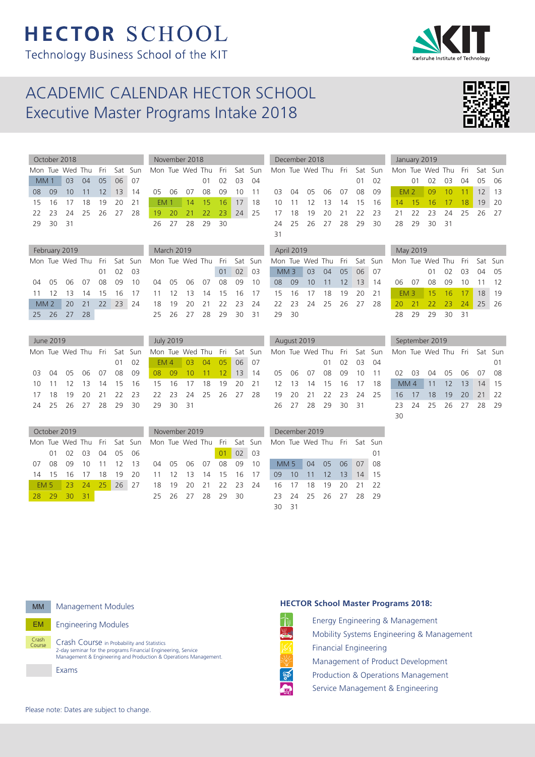# HECTOR SCHOOL

Technology Business School of the KIT

## ACADEMIC CALENDAR HECTOR SCHOOL
## Executive Master Programs Intake 2018

**October 2018**

| Mon | Tue | Wed | Thu | Fri | Sat | Sun |
|---|---|---|---|---|---|---|
| MM 1 | | 03 | 04 | 05 | 06 | 07 |
| 08 | 09 | 10 | 11 | 12 | 13 | 14 |
| 15 | 16 | 17 | 18 | 19 | 20 | 21 |
| 22 | 23 | 24 | 25 | 26 | 27 | 28 |
| 29 | 30 | 31 | | | | |

**November 2018**

| Mon | Tue | Wed | Thu | Fri | Sat | Sun |
|---|---|---|---|---|---|---|
| | | | 01 | 02 | 03 | 04 |
| 05 | 06 | 07 | 08 | 09 | 10 | 11 |
| EM 1 | | 14 | 15 | 16 | 17 | 18 |
| 19 | 20 | 21 | 22 | 23 | 24 | 25 |
| 26 | 27 | 28 | 29 | 30 | | |

**December 2018**

| Mon | Tue | Wed | Thu | Fri | Sat | Sun |
|---|---|---|---|---|---|---|
| | | | | | 01 | 02 |
| 03 | 04 | 05 | 06 | 07 | 08 | 09 |
| 10 | 11 | 12 | 13 | 14 | 15 | 16 |
| 17 | 18 | 19 | 20 | 21 | 22 | 23 |
| 24 | 25 | 26 | 27 | 28 | 29 | 30 |
| 31 | | | | | | |

**January 2019**

| Mon | Tue | Wed | Thu | Fri | Sat | Sun |
|---|---|---|---|---|---|---|
| | 01 | 02 | 03 | 04 | 05 | 06 |
| EM 2 | | 09 | 10 | 11 | 12 | 13 |
| 14 | 15 | 16 | 17 | 18 | 19 | 20 |
| 21 | 22 | 23 | 24 | 25 | 26 | 27 |
| 28 | 29 | 30 | 31 | | | |

**February 2019**

| Mon | Tue | Wed | Thu | Fri | Sat | Sun |
|---|---|---|---|---|---|---|
| | | | | 01 | 02 | 03 |
| 04 | 05 | 06 | 07 | 08 | 09 | 10 |
| 11 | 12 | 13 | 14 | 15 | 16 | 17 |
| MM 2 | | 20 | 21 | 22 | 23 | 24 |
| 25 | 26 | 27 | 28 | | | |

**March 2019**

| Mon | Tue | Wed | Thu | Fri | Sat | Sun |
|---|---|---|---|---|---|---|
| | | | | 01 | 02 | 03 |
| 04 | 05 | 06 | 07 | 08 | 09 | 10 |
| 11 | 12 | 13 | 14 | 15 | 16 | 17 |
| 18 | 19 | 20 | 21 | 22 | 23 | 24 |
| 25 | 26 | 27 | 28 | 29 | 30 | 31 |

**April 2019**

| Mon | Tue | Wed | Thu | Fri | Sat | Sun |
|---|---|---|---|---|---|---|
| MM 3 | | 03 | 04 | 05 | 06 | 07 |
| 08 | 09 | 10 | 11 | 12 | 13 | 14 |
| 15 | 16 | 17 | 18 | 19 | 20 | 21 |
| 22 | 23 | 24 | 25 | 26 | 27 | 28 |
| 29 | 30 | | | | | |

**May 2019**

| Mon | Tue | Wed | Thu | Fri | Sat | Sun |
|---|---|---|---|---|---|---|
| | | 01 | 02 | 03 | 04 | 05 |
| 06 | 07 | 08 | 09 | 10 | 11 | 12 |
| EM 3 | | 15 | 16 | 17 | 18 | 19 |
| 20 | 21 | 22 | 23 | 24 | 25 | 26 |
| 28 | 29 | 29 | 30 | 31 | | |

**June 2019**

| Mon | Tue | Wed | Thu | Fri | Sat | Sun |
|---|---|---|---|---|---|---|
| | | | | | 01 | 02 |
| 03 | 04 | 05 | 06 | 07 | 08 | 09 |
| 10 | 11 | 12 | 13 | 14 | 15 | 16 |
| 17 | 18 | 19 | 20 | 21 | 22 | 23 |
| 24 | 25 | 26 | 27 | 28 | 29 | 30 |

**July 2019**

| Mon | Tue | Wed | Thu | Fri | Sat | Sun |
|---|---|---|---|---|---|---|
| EM 4 | | 03 | 04 | 05 | 06 | 07 |
| 08 | 09 | 10 | 11 | 12 | 13 | 14 |
| 15 | 16 | 17 | 18 | 19 | 20 | 21 |
| 22 | 23 | 24 | 25 | 26 | 27 | 28 |
| 29 | 30 | 31 | | | | |

**August 2019**

| Mon | Tue | Wed | Thu | Fri | Sat | Sun |
|---|---|---|---|---|---|---|
| | | | 01 | 02 | 03 | 04 |
| 05 | 06 | 07 | 08 | 09 | 10 | 11 |
| 12 | 13 | 14 | 15 | 16 | 17 | 18 |
| 19 | 20 | 21 | 22 | 23 | 24 | 25 |
| 26 | 27 | 28 | 29 | 30 | 31 | |

**September 2019**

| Mon | Tue | Wed | Thu | Fri | Sat | Sun |
|---|---|---|---|---|---|---|
| | | | | | | 01 |
| 02 | 03 | 04 | 05 | 06 | 07 | 08 |
| MM 4 | | 11 | 12 | 13 | 14 | 15 |
| 16 | 17 | 18 | 19 | 20 | 21 | 22 |
| 23 | 24 | 25 | 26 | 27 | 28 | 29 |
| 30 | | | | | | |

**October 2019**

| Mon | Tue | Wed | Thu | Fri | Sat | Sun |
|---|---|---|---|---|---|---|
| | 01 | 02 | 03 | 04 | 05 | 06 |
| 07 | 08 | 09 | 10 | 11 | 12 | 13 |
| 14 | 15 | 16 | 17 | 18 | 19 | 20 |
| EM 5 | | 23 | 24 | 25 | 26 | 27 |
| 28 | 29 | 30 | 31 | | | |

**November 2019**

| Mon | Tue | Wed | Thu | Fri | Sat | Sun |
|---|---|---|---|---|---|---|
| | | | | 01 | 02 | 03 |
| 04 | 05 | 06 | 07 | 08 | 09 | 10 |
| 11 | 12 | 13 | 14 | 15 | 16 | 17 |
| 18 | 19 | 20 | 21 | 22 | 23 | 24 |
| 25 | 26 | 27 | 28 | 29 | 30 | |

**December 2019**

| Mon | Tue | Wed | Thu | Fri | Sat | Sun |
|---|---|---|---|---|---|---|
| | | | | | | 01 |
| MM 5 | | 04 | 05 | 06 | 07 | 08 |
| 09 | 10 | 11 | 12 | 13 | 14 | 15 |
| 16 | 17 | 18 | 19 | 20 | 21 | 22 |
| 23 | 24 | 25 | 26 | 27 | 28 | 29 |
| 30 | 31 | | | | | |

**Legend:**

- MM – Management Modules
- EM – Engineering Modules
- Crash Course – Crash Course in Probability and Statistics: 2-day seminar for the programs Financial Engineering, Service Management & Engineering and Production & Operations Management.
- Exams

**HECTOR School Master Programs 2018:**

- Energy Engineering & Management
- Mobility Systems Engineering & Management
- Financial Engineering
- Management of Product Development
- Production & Operations Management
- Service Management & Engineering

Please note: Dates are subject to change.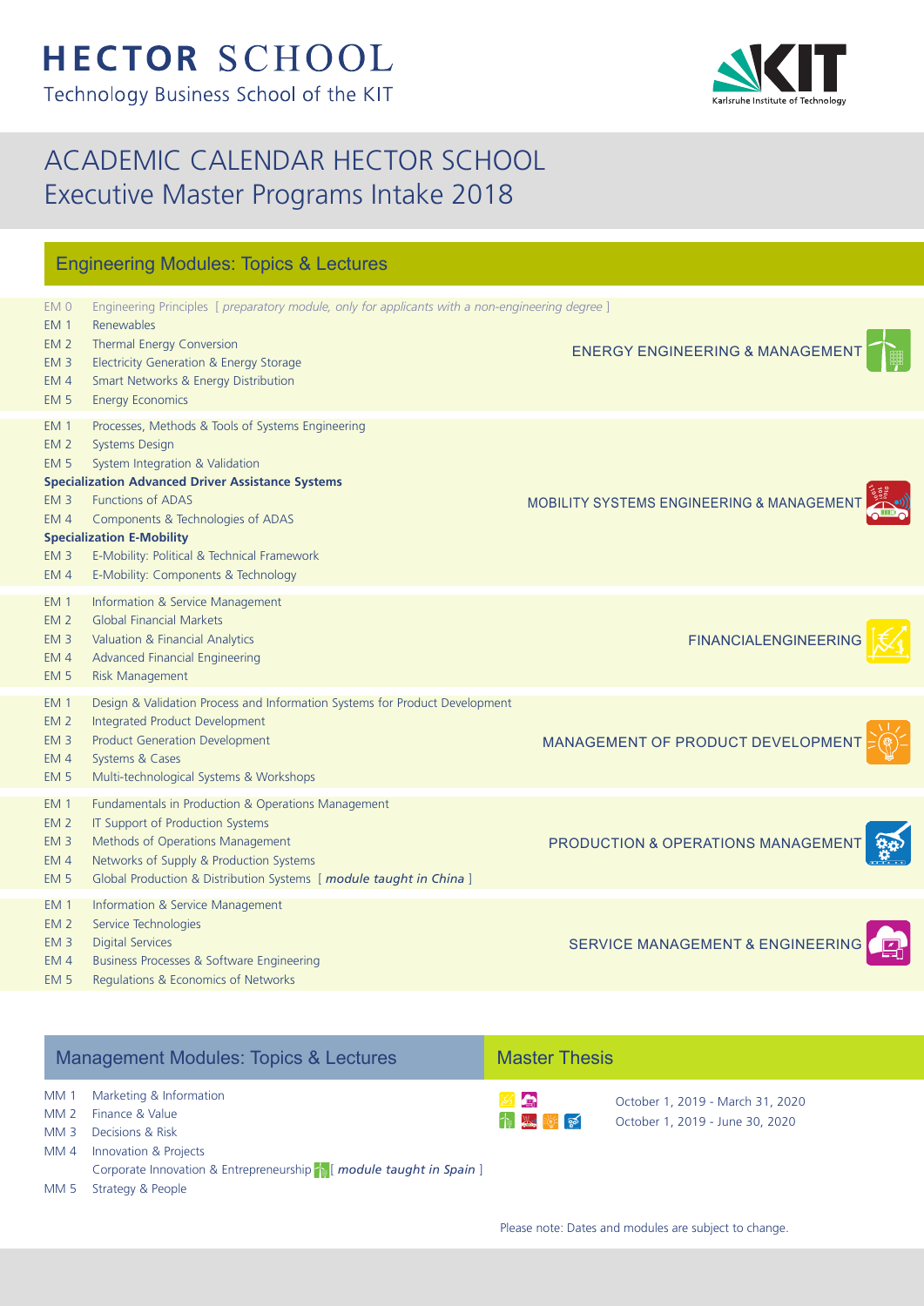# HECTOR SCHOOL

Technology Business School of the KIT

Karlsruhe Institute of Technology

# ACADEMIC CALENDAR HECTOR SCHOOL
## Executive Master Programs Intake 2018

## Engineering Modules: Topics & Lectures

### ENERGY ENGINEERING & MANAGEMENT

- EM 0 Engineering Principles [ *preparatory module, only for applicants with a non-engineering degree* ]
- EM 1 Renewables
- EM 2 Thermal Energy Conversion
- EM 3 Electricity Generation & Energy Storage
- EM 4 Smart Networks & Energy Distribution
- EM 5 Energy Economics

### MOBILITY SYSTEMS ENGINEERING & MANAGEMENT

- EM 1 Processes, Methods & Tools of Systems Engineering
- EM 2 Systems Design
- EM 5 System Integration & Validation

**Specialization Advanced Driver Assistance Systems**

- EM 3 Functions of ADAS
- EM 4 Components & Technologies of ADAS

**Specialization E-Mobility**

- EM 3 E-Mobility: Political & Technical Framework
- EM 4 E-Mobility: Components & Technology

### FINANCIALENGINEERING

- EM 1 Information & Service Management
- EM 2 Global Financial Markets
- EM 3 Valuation & Financial Analytics
- EM 4 Advanced Financial Engineering
- EM 5 Risk Management

### MANAGEMENT OF PRODUCT DEVELOPMENT

- EM 1 Design & Validation Process and Information Systems for Product Development
- EM 2 Integrated Product Development
- EM 3 Product Generation Development
- EM 4 Systems & Cases
- EM 5 Multi-technological Systems & Workshops

### PRODUCTION & OPERATIONS MANAGEMENT

- EM 1 Fundamentals in Production & Operations Management
- EM 2 IT Support of Production Systems
- EM 3 Methods of Operations Management
- EM 4 Networks of Supply & Production Systems
- EM 5 Global Production & Distribution Systems [ ***module taught in China*** ]

### SERVICE MANAGEMENT & ENGINEERING

- EM 1 Information & Service Management
- EM 2 Service Technologies
- EM 3 Digital Services
- EM 4 Business Processes & Software Engineering
- EM 5 Regulations & Economics of Networks

## Management Modules: Topics & Lectures

- MM 1 Marketing & Information
- MM 2 Finance & Value
- MM 3 Decisions & Risk
- MM 4 Innovation & Projects
  Corporate Innovation & Entrepreneurship [ ***module taught in Spain*** ]
- MM 5 Strategy & People

## Master Thesis

October 1, 2019 - March 31, 2020

October 1, 2019 - June 30, 2020

Please note: Dates and modules are subject to change.